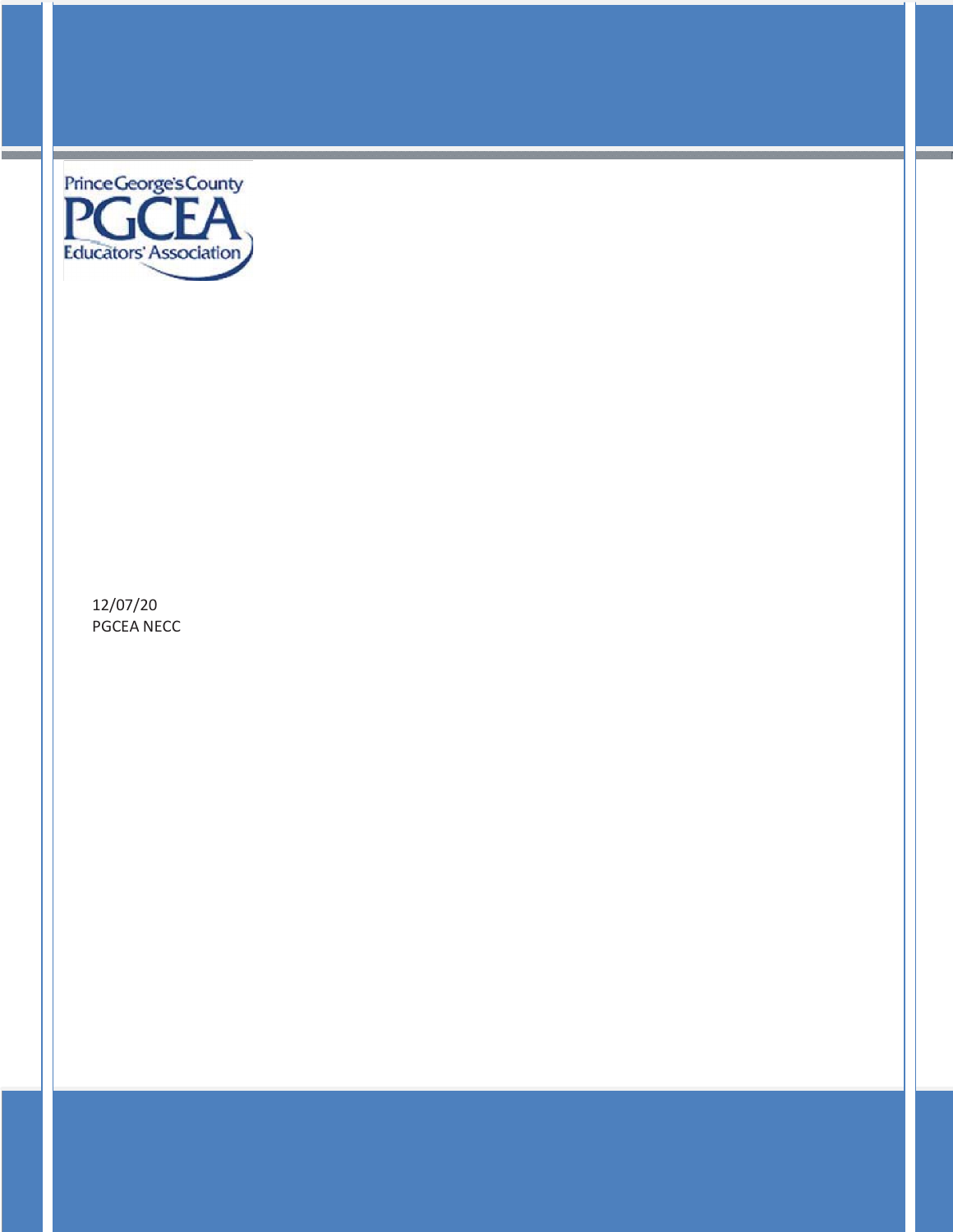Prince George's County

PGCEA

Educators' Association

12/07/20

PGCEA NECC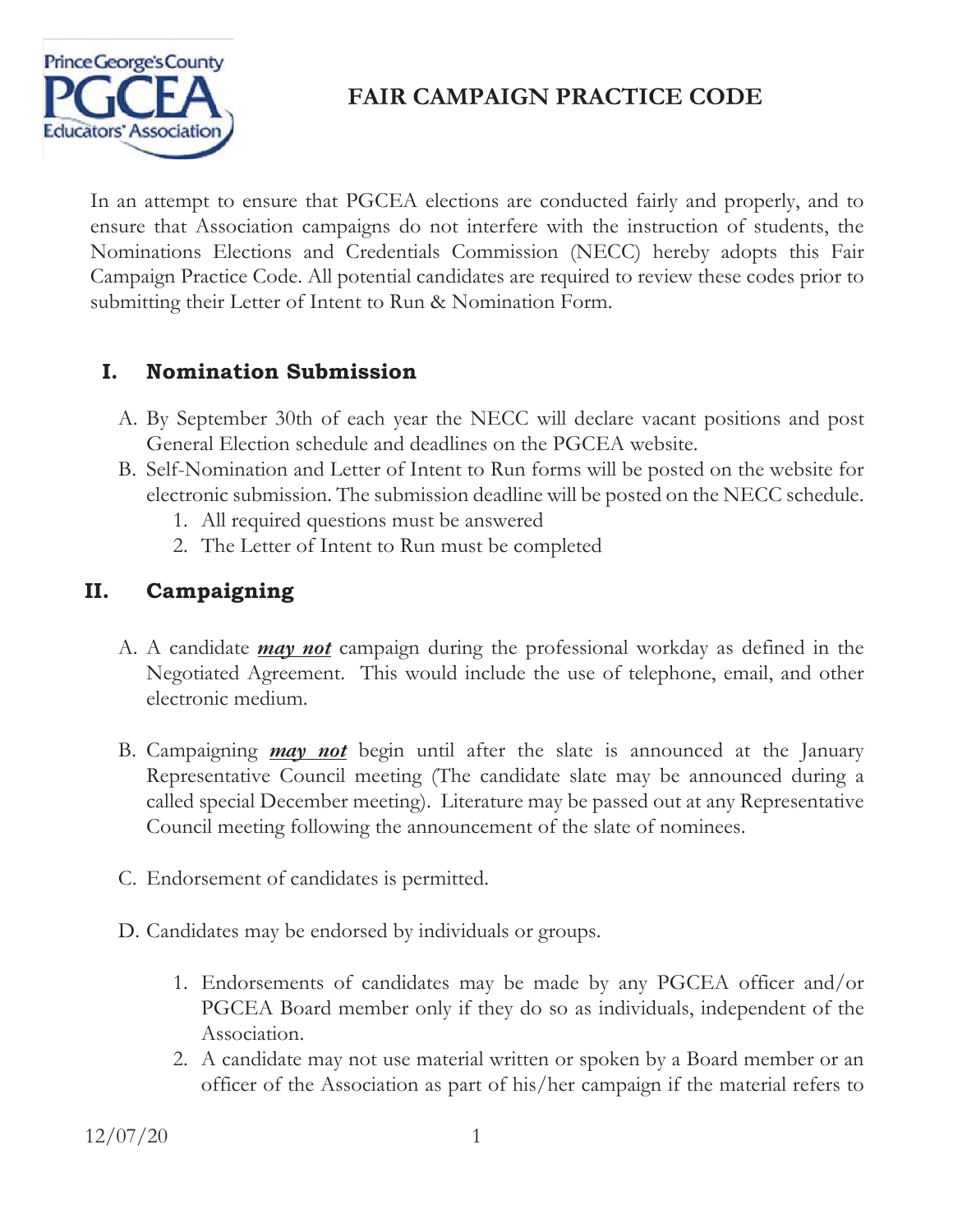# FAIR CAMPAIGN PRACTICE CODE

In an attempt to ensure that PGCEA elections are conducted fairly and properly, and to ensure that Association campaigns do not interfere with the instruction of students, the Nominations Elections and Credentials Commission (NECC) hereby adopts this Fair Campaign Practice Code. All potential candidates are required to review these codes prior to submitting their Letter of Intent to Run & Nomination Form.

## I. Nomination Submission

A. By September 30th of each year the NECC will declare vacant positions and post General Election schedule and deadlines on the PGCEA website.

B. Self-Nomination and Letter of Intent to Run forms will be posted on the website for electronic submission. The submission deadline will be posted on the NECC schedule.

   1. All required questions must be answered
   2. The Letter of Intent to Run must be completed

## II. Campaigning

A. A candidate ***may not*** campaign during the professional workday as defined in the Negotiated Agreement. This would include the use of telephone, email, and other electronic medium.

B. Campaigning ***may not*** begin until after the slate is announced at the January Representative Council meeting (The candidate slate may be announced during a called special December meeting). Literature may be passed out at any Representative Council meeting following the announcement of the slate of nominees.

C. Endorsement of candidates is permitted.

D. Candidates may be endorsed by individuals or groups.

   1. Endorsements of candidates may be made by any PGCEA officer and/or PGCEA Board member only if they do so as individuals, independent of the Association.
   2. A candidate may not use material written or spoken by a Board member or an officer of the Association as part of his/her campaign if the material refers to

12/07/20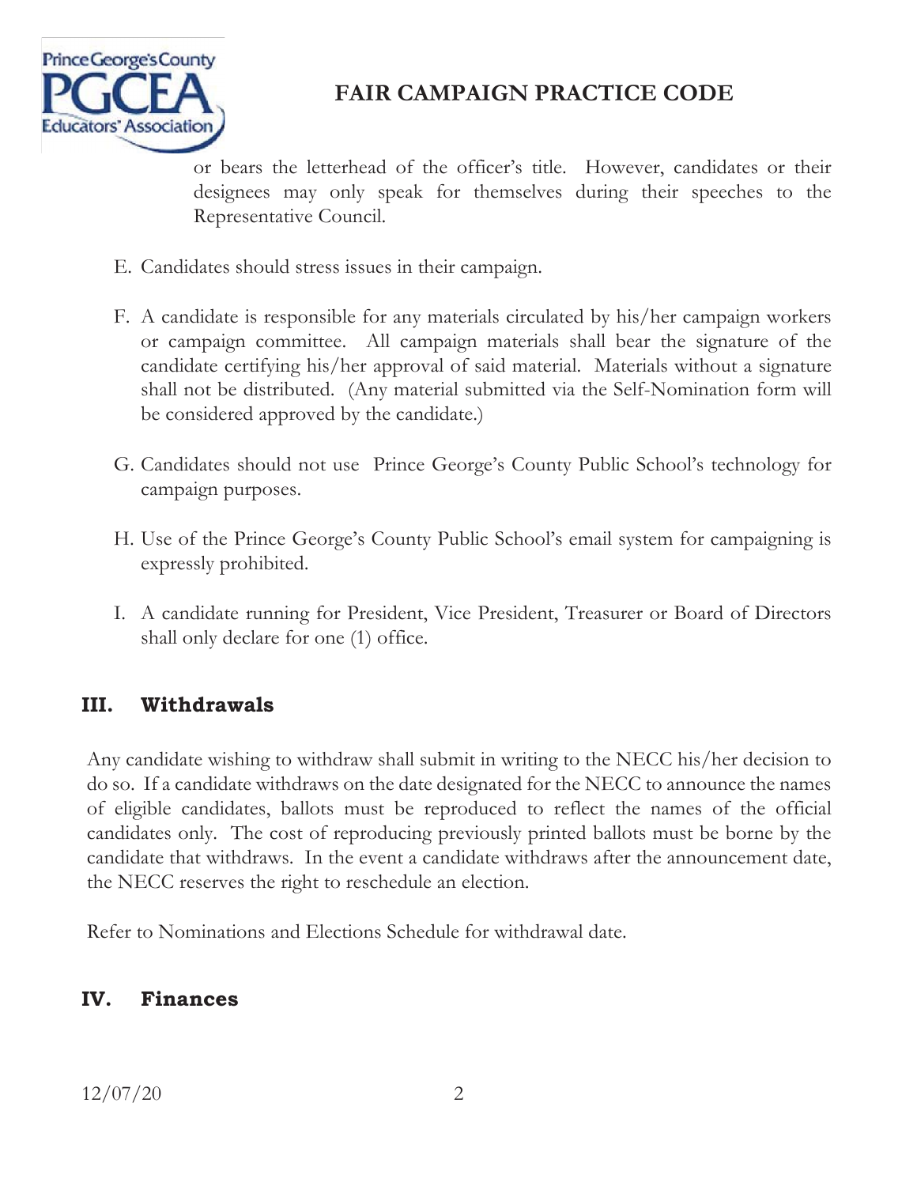or bears the letterhead of the officer's title. However, candidates or their designees may only speak for themselves during their speeches to the Representative Council.

E. Candidates should stress issues in their campaign.

F. A candidate is responsible for any materials circulated by his/her campaign workers or campaign committee. All campaign materials shall bear the signature of the candidate certifying his/her approval of said material. Materials without a signature shall not be distributed. (Any material submitted via the Self-Nomination form will be considered approved by the candidate.)

G. Candidates should not use Prince George's County Public School's technology for campaign purposes.

H. Use of the Prince George's County Public School's email system for campaigning is expressly prohibited.

I. A candidate running for President, Vice President, Treasurer or Board of Directors shall only declare for one (1) office.

## III. Withdrawals

Any candidate wishing to withdraw shall submit in writing to the NECC his/her decision to do so. If a candidate withdraws on the date designated for the NECC to announce the names of eligible candidates, ballots must be reproduced to reflect the names of the official candidates only. The cost of reproducing previously printed ballots must be borne by the candidate that withdraws. In the event a candidate withdraws after the announcement date, the NECC reserves the right to reschedule an election.

Refer to Nominations and Elections Schedule for withdrawal date.

## IV. Finances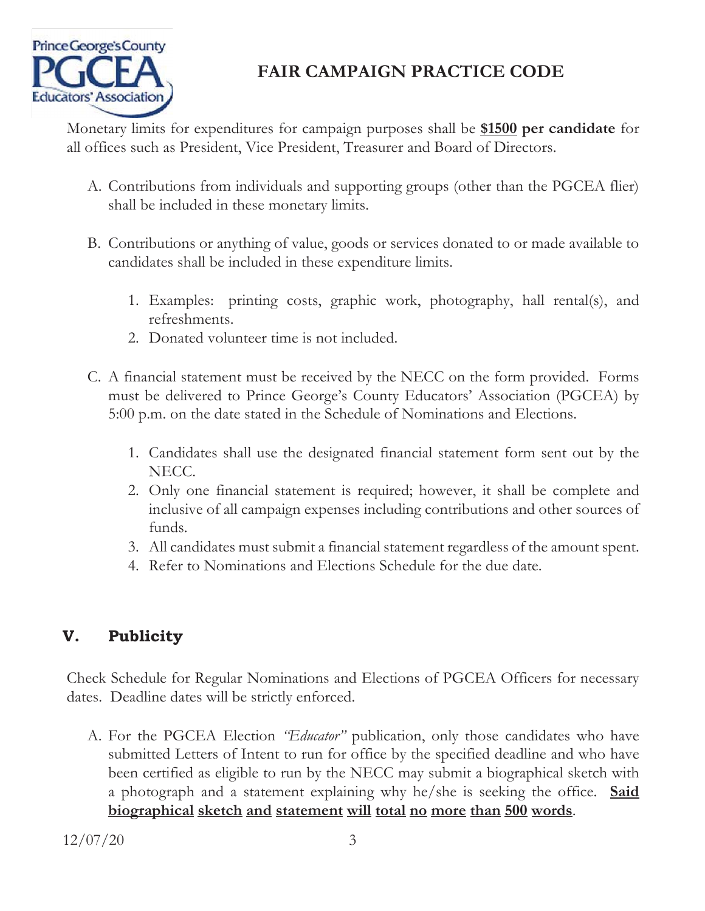# FAIR CAMPAIGN PRACTICE CODE

Monetary limits for expenditures for campaign purposes shall be **$1500 per candidate** for all offices such as President, Vice President, Treasurer and Board of Directors.

A. Contributions from individuals and supporting groups (other than the PGCEA flier) shall be included in these monetary limits.

B. Contributions or anything of value, goods or services donated to or made available to candidates shall be included in these expenditure limits.

   1. Examples: printing costs, graphic work, photography, hall rental(s), and refreshments.
   2. Donated volunteer time is not included.

C. A financial statement must be received by the NECC on the form provided. Forms must be delivered to Prince George's County Educators' Association (PGCEA) by 5:00 p.m. on the date stated in the Schedule of Nominations and Elections.

   1. Candidates shall use the designated financial statement form sent out by the NECC.
   2. Only one financial statement is required; however, it shall be complete and inclusive of all campaign expenses including contributions and other sources of funds.
   3. All candidates must submit a financial statement regardless of the amount spent.
   4. Refer to Nominations and Elections Schedule for the due date.

## V. Publicity

Check Schedule for Regular Nominations and Elections of PGCEA Officers for necessary dates. Deadline dates will be strictly enforced.

A. For the PGCEA Election *"Educator"* publication, only those candidates who have submitted Letters of Intent to run for office by the specified deadline and who have been certified as eligible to run by the NECC may submit a biographical sketch with a photograph and a statement explaining why he/she is seeking the office. **Said biographical sketch and statement will total no more than 500 words**.

12/07/20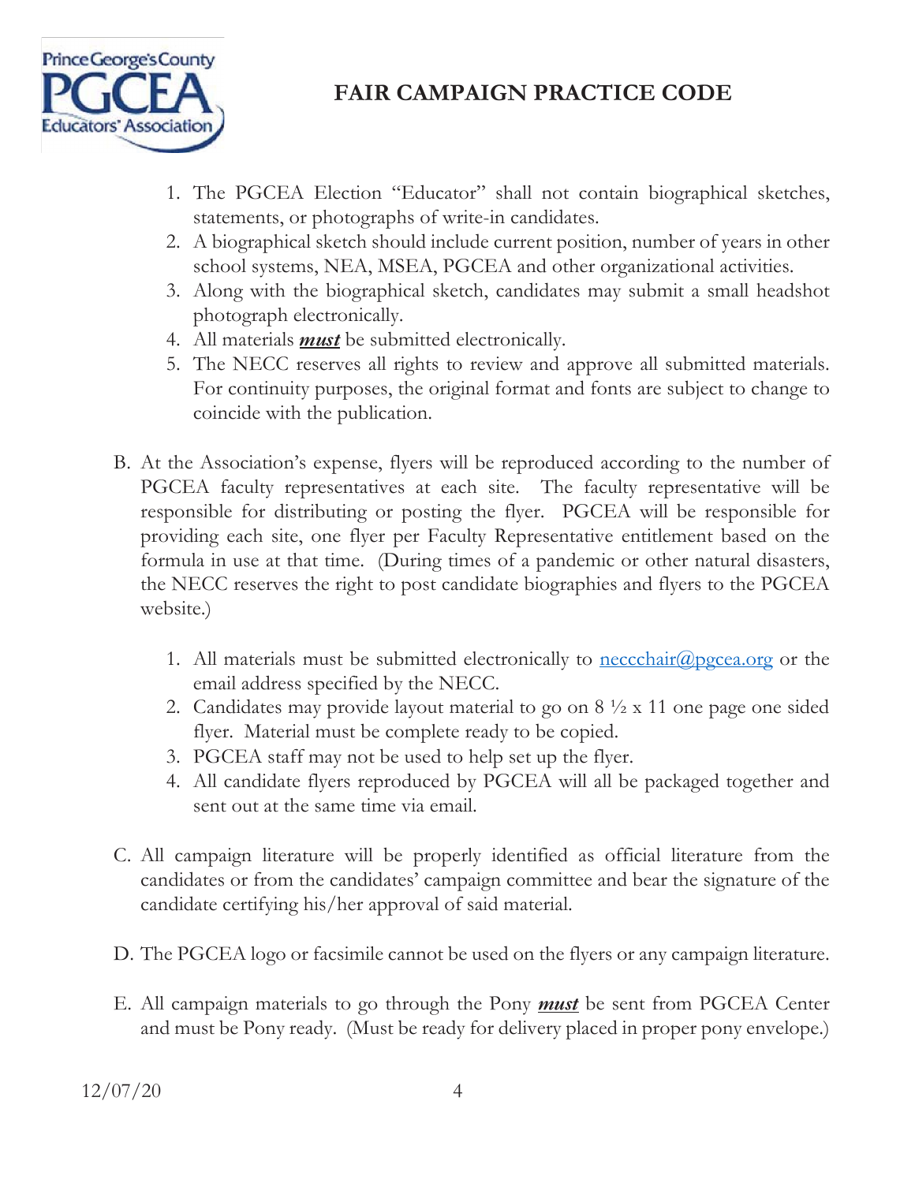# FAIR CAMPAIGN PRACTICE CODE

1. The PGCEA Election "Educator" shall not contain biographical sketches, statements, or photographs of write-in candidates.
2. A biographical sketch should include current position, number of years in other school systems, NEA, MSEA, PGCEA and other organizational activities.
3. Along with the biographical sketch, candidates may submit a small headshot photograph electronically.
4. All materials ***must*** be submitted electronically.
5. The NECC reserves all rights to review and approve all submitted materials. For continuity purposes, the original format and fonts are subject to change to coincide with the publication.

B. At the Association's expense, flyers will be reproduced according to the number of PGCEA faculty representatives at each site. The faculty representative will be responsible for distributing or posting the flyer. PGCEA will be responsible for providing each site, one flyer per Faculty Representative entitlement based on the formula in use at that time. (During times of a pandemic or other natural disasters, the NECC reserves the right to post candidate biographies and flyers to the PGCEA website.)

1. All materials must be submitted electronically to neccchair@pgcea.org or the email address specified by the NECC.
2. Candidates may provide layout material to go on 8 ½ x 11 one page one sided flyer. Material must be complete ready to be copied.
3. PGCEA staff may not be used to help set up the flyer.
4. All candidate flyers reproduced by PGCEA will all be packaged together and sent out at the same time via email.

C. All campaign literature will be properly identified as official literature from the candidates or from the candidates' campaign committee and bear the signature of the candidate certifying his/her approval of said material.

D. The PGCEA logo or facsimile cannot be used on the flyers or any campaign literature.

E. All campaign materials to go through the Pony ***must*** be sent from PGCEA Center and must be Pony ready. (Must be ready for delivery placed in proper pony envelope.)

12/07/20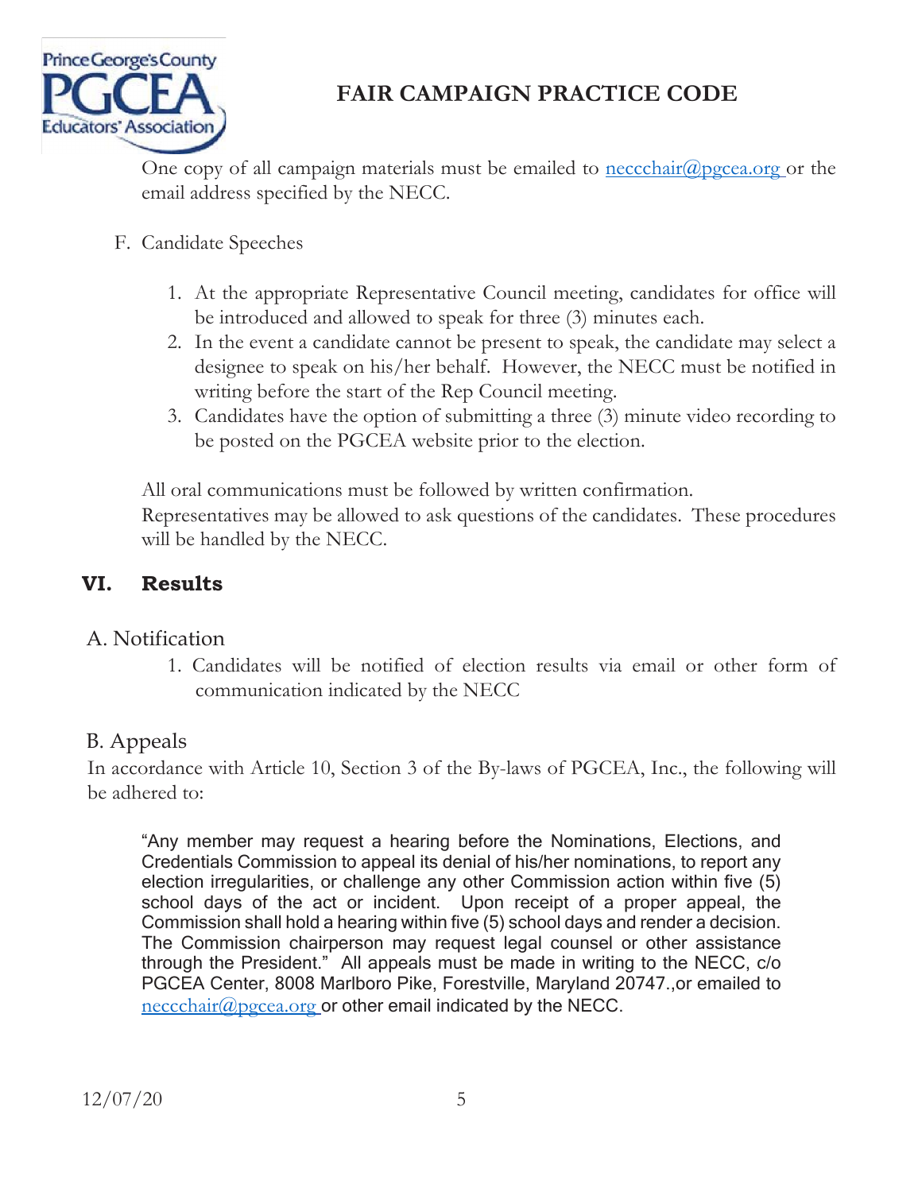One copy of all campaign materials must be emailed to neccchair@pgcea.org or the email address specified by the NECC.

F. Candidate Speeches

1. At the appropriate Representative Council meeting, candidates for office will be introduced and allowed to speak for three (3) minutes each.
2. In the event a candidate cannot be present to speak, the candidate may select a designee to speak on his/her behalf. However, the NECC must be notified in writing before the start of the Rep Council meeting.
3. Candidates have the option of submitting a three (3) minute video recording to be posted on the PGCEA website prior to the election.

All oral communications must be followed by written confirmation.
Representatives may be allowed to ask questions of the candidates. These procedures will be handled by the NECC.

## VI. Results

### A. Notification

1. Candidates will be notified of election results via email or other form of communication indicated by the NECC

### B. Appeals

In accordance with Article 10, Section 3 of the By-laws of PGCEA, Inc., the following will be adhered to:

> "Any member may request a hearing before the Nominations, Elections, and Credentials Commission to appeal its denial of his/her nominations, to report any election irregularities, or challenge any other Commission action within five (5) school days of the act or incident. Upon receipt of a proper appeal, the Commission shall hold a hearing within five (5) school days and render a decision. The Commission chairperson may request legal counsel or other assistance through the President." All appeals must be made in writing to the NECC, c/o PGCEA Center, 8008 Marlboro Pike, Forestville, Maryland 20747.,or emailed to neccchair@pgcea.org or other email indicated by the NECC.

12/07/20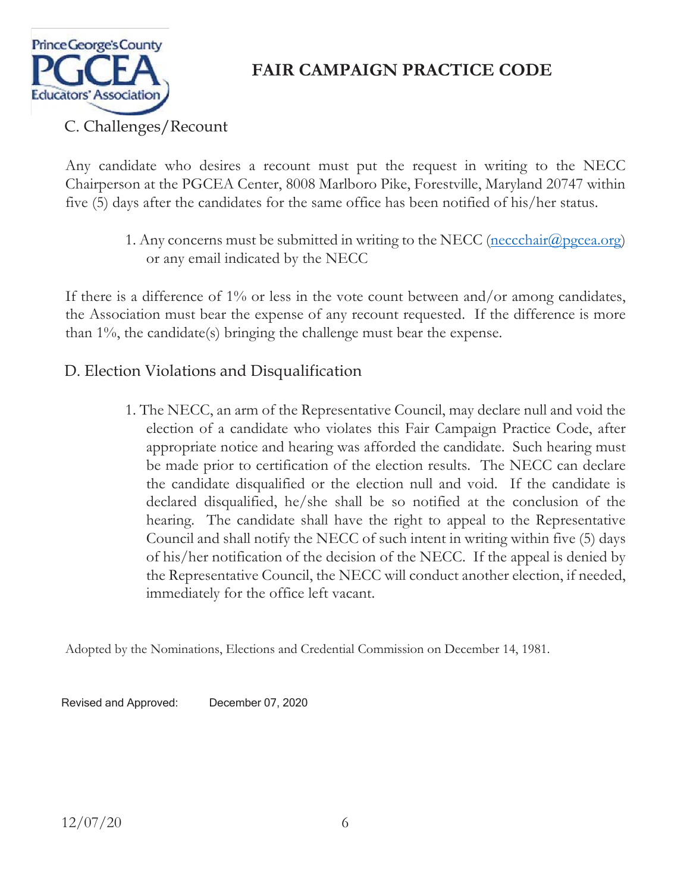# FAIR CAMPAIGN PRACTICE CODE

## C. Challenges/Recount

Any candidate who desires a recount must put the request in writing to the NECC Chairperson at the PGCEA Center, 8008 Marlboro Pike, Forestville, Maryland 20747 within five (5) days after the candidates for the same office has been notified of his/her status.

1. Any concerns must be submitted in writing to the NECC (neccchair@pgcea.org) or any email indicated by the NECC

If there is a difference of 1% or less in the vote count between and/or among candidates, the Association must bear the expense of any recount requested. If the difference is more than 1%, the candidate(s) bringing the challenge must bear the expense.

## D. Election Violations and Disqualification

1. The NECC, an arm of the Representative Council, may declare null and void the election of a candidate who violates this Fair Campaign Practice Code, after appropriate notice and hearing was afforded the candidate. Such hearing must be made prior to certification of the election results. The NECC can declare the candidate disqualified or the election null and void. If the candidate is declared disqualified, he/she shall be so notified at the conclusion of the hearing. The candidate shall have the right to appeal to the Representative Council and shall notify the NECC of such intent in writing within five (5) days of his/her notification of the decision of the NECC. If the appeal is denied by the Representative Council, the NECC will conduct another election, if needed, immediately for the office left vacant.

Adopted by the Nominations, Elections and Credential Commission on December 14, 1981.

Revised and Approved: December 07, 2020